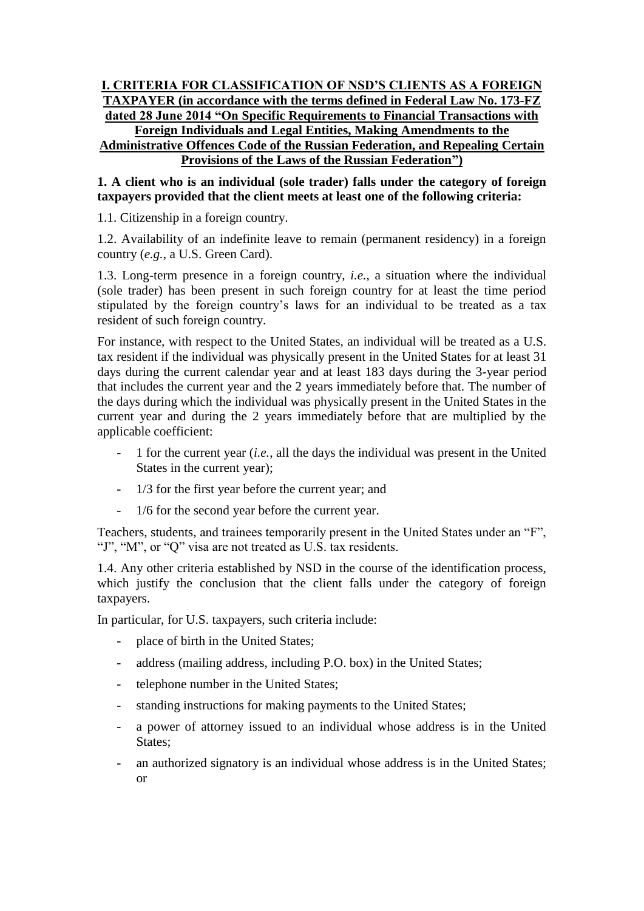## I. CRITERIA FOR CLASSIFICATION OF NSD'S CLIENTS AS A FOREIGN TAXPAYER (in accordance with the terms defined in Federal Law No. 173-FZ dated 28 June 2014 "On Specific Requirements to Financial Transactions with Foreign Individuals and Legal Entities, Making Amendments to the Administrative Offences Code of the Russian Federation, and Repealing Certain Provisions of the Laws of the Russian Federation")

**1. A client who is an individual (sole trader) falls under the category of foreign taxpayers provided that the client meets at least one of the following criteria:**

1.1. Citizenship in a foreign country.

1.2. Availability of an indefinite leave to remain (permanent residency) in a foreign country (*e.g.*, a U.S. Green Card).

1.3. Long-term presence in a foreign country, *i.e.*, a situation where the individual (sole trader) has been present in such foreign country for at least the time period stipulated by the foreign country's laws for an individual to be treated as a tax resident of such foreign country.

For instance, with respect to the United States, an individual will be treated as a U.S. tax resident if the individual was physically present in the United States for at least 31 days during the current calendar year and at least 183 days during the 3-year period that includes the current year and the 2 years immediately before that. The number of the days during which the individual was physically present in the United States in the current year and during the 2 years immediately before that are multiplied by the applicable coefficient:

- 1 for the current year (*i.e.*, all the days the individual was present in the United States in the current year);
- 1/3 for the first year before the current year; and
- 1/6 for the second year before the current year.

Teachers, students, and trainees temporarily present in the United States under an "F", "J", "M", or "Q" visa are not treated as U.S. tax residents.

1.4. Any other criteria established by NSD in the course of the identification process, which justify the conclusion that the client falls under the category of foreign taxpayers.

In particular, for U.S. taxpayers, such criteria include:

- place of birth in the United States;
- address (mailing address, including P.O. box) in the United States;
- telephone number in the United States;
- standing instructions for making payments to the United States;
- a power of attorney issued to an individual whose address is in the United States;
- an authorized signatory is an individual whose address is in the United States; or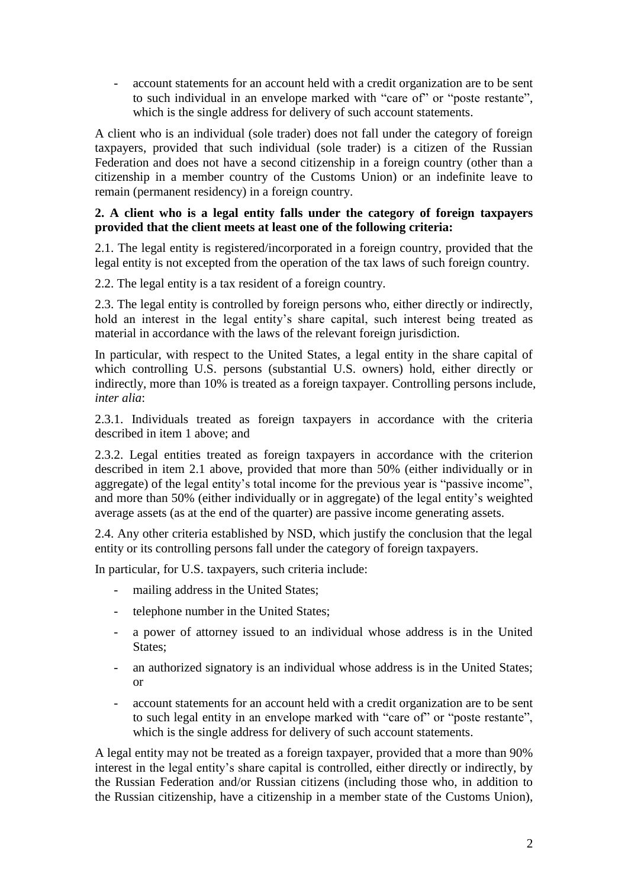- account statements for an account held with a credit organization are to be sent to such individual in an envelope marked with "care of" or "poste restante", which is the single address for delivery of such account statements.

A client who is an individual (sole trader) does not fall under the category of foreign taxpayers, provided that such individual (sole trader) is a citizen of the Russian Federation and does not have a second citizenship in a foreign country (other than a citizenship in a member country of the Customs Union) or an indefinite leave to remain (permanent residency) in a foreign country.

**2. A client who is a legal entity falls under the category of foreign taxpayers provided that the client meets at least one of the following criteria:**

2.1. The legal entity is registered/incorporated in a foreign country, provided that the legal entity is not excepted from the operation of the tax laws of such foreign country.

2.2. The legal entity is a tax resident of a foreign country.

2.3. The legal entity is controlled by foreign persons who, either directly or indirectly, hold an interest in the legal entity's share capital, such interest being treated as material in accordance with the laws of the relevant foreign jurisdiction.

In particular, with respect to the United States, a legal entity in the share capital of which controlling U.S. persons (substantial U.S. owners) hold, either directly or indirectly, more than 10% is treated as a foreign taxpayer. Controlling persons include, *inter alia*:

2.3.1. Individuals treated as foreign taxpayers in accordance with the criteria described in item 1 above; and

2.3.2. Legal entities treated as foreign taxpayers in accordance with the criterion described in item 2.1 above, provided that more than 50% (either individually or in aggregate) of the legal entity's total income for the previous year is "passive income", and more than 50% (either individually or in aggregate) of the legal entity's weighted average assets (as at the end of the quarter) are passive income generating assets.

2.4. Any other criteria established by NSD, which justify the conclusion that the legal entity or its controlling persons fall under the category of foreign taxpayers.

In particular, for U.S. taxpayers, such criteria include:

- mailing address in the United States;
- telephone number in the United States;
- a power of attorney issued to an individual whose address is in the United States;
- an authorized signatory is an individual whose address is in the United States; or
- account statements for an account held with a credit organization are to be sent to such legal entity in an envelope marked with "care of" or "poste restante", which is the single address for delivery of such account statements.

A legal entity may not be treated as a foreign taxpayer, provided that a more than 90% interest in the legal entity's share capital is controlled, either directly or indirectly, by the Russian Federation and/or Russian citizens (including those who, in addition to the Russian citizenship, have a citizenship in a member state of the Customs Union),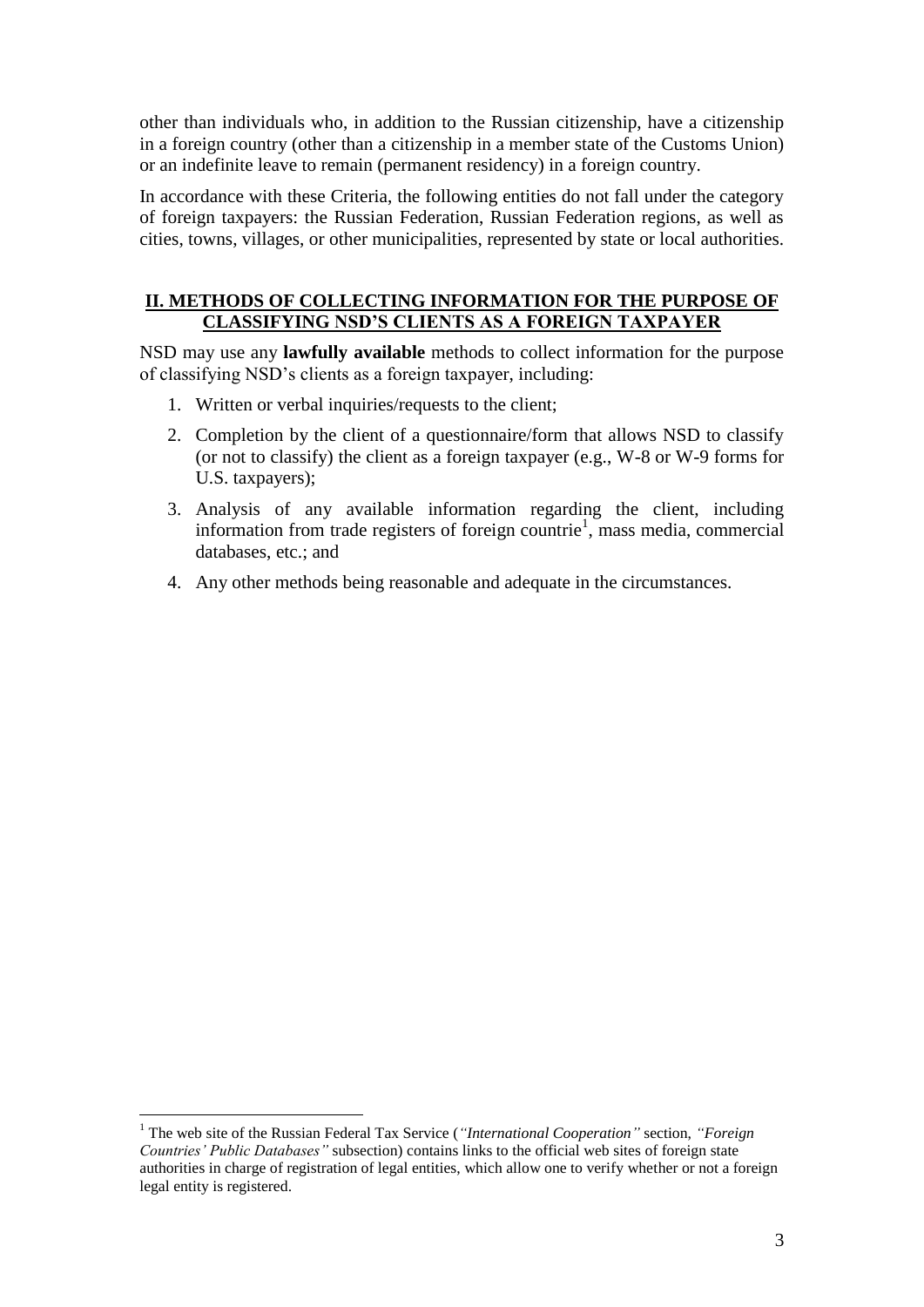other than individuals who, in addition to the Russian citizenship, have a citizenship in a foreign country (other than a citizenship in a member state of the Customs Union) or an indefinite leave to remain (permanent residency) in a foreign country.

In accordance with these Criteria, the following entities do not fall under the category of foreign taxpayers: the Russian Federation, Russian Federation regions, as well as cities, towns, villages, or other municipalities, represented by state or local authorities.

## II. METHODS OF COLLECTING INFORMATION FOR THE PURPOSE OF CLASSIFYING NSD'S CLIENTS AS A FOREIGN TAXPAYER

NSD may use any **lawfully available** methods to collect information for the purpose of classifying NSD's clients as a foreign taxpayer, including:

1. Written or verbal inquiries/requests to the client;
2. Completion by the client of a questionnaire/form that allows NSD to classify (or not to classify) the client as a foreign taxpayer (e.g., W-8 or W-9 forms for U.S. taxpayers);
3. Analysis of any available information regarding the client, including information from trade registers of foreign countrie[1], mass media, commercial databases, etc.; and
4. Any other methods being reasonable and adequate in the circumstances.

---

[1] The web site of the Russian Federal Tax Service (*"International Cooperation"* section, *"Foreign Countries' Public Databases"* subsection) contains links to the official web sites of foreign state authorities in charge of registration of legal entities, which allow one to verify whether or not a foreign legal entity is registered.